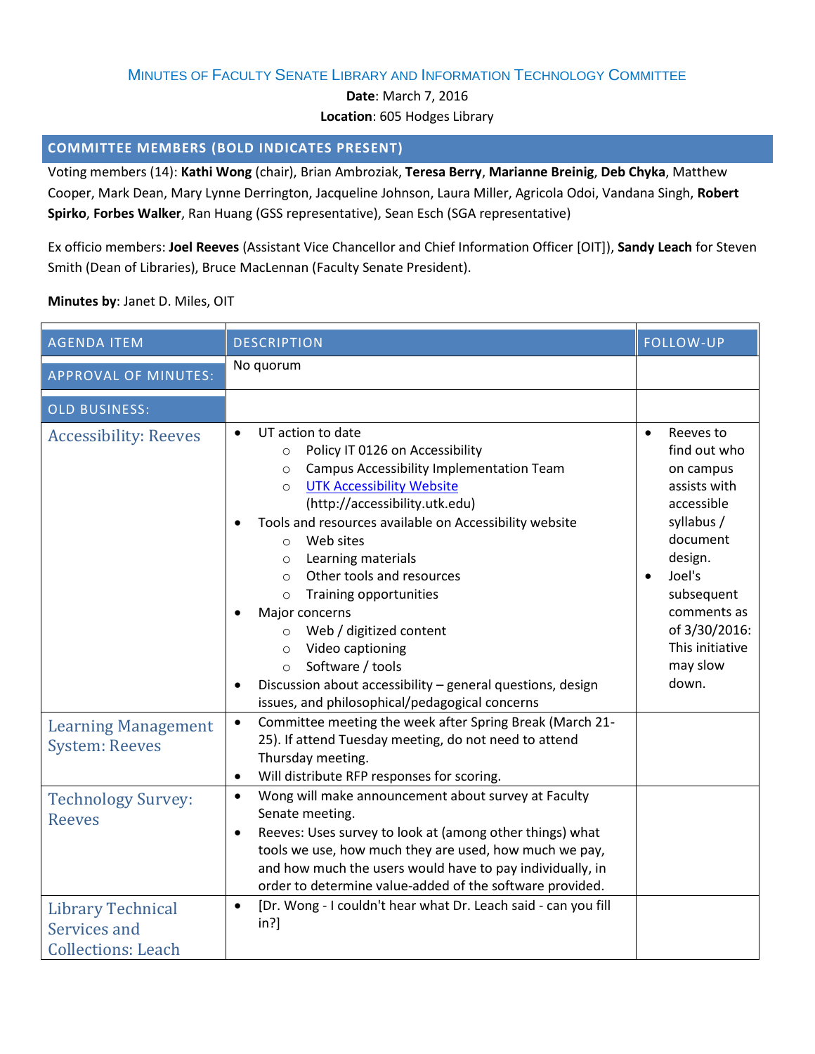# Minutes of Faculty Senate Library and Information Technology Committee

**Date**: March 7, 2016

**Location**: 605 Hodges Library

## COMMITTEE MEMBERS (BOLD INDICATES PRESENT)

Voting members (14): **Kathi Wong** (chair), Brian Ambroziak, **Teresa Berry**, **Marianne Breinig**, **Deb Chyka**, Matthew Cooper, Mark Dean, Mary Lynne Derrington, Jacqueline Johnson, Laura Miller, Agricola Odoi, Vandana Singh, **Robert Spirko**, **Forbes Walker**, Ran Huang (GSS representative), Sean Esch (SGA representative)

Ex officio members: **Joel Reeves** (Assistant Vice Chancellor and Chief Information Officer [OIT]), **Sandy Leach** for Steven Smith (Dean of Libraries), Bruce MacLennan (Faculty Senate President).

**Minutes by**: Janet D. Miles, OIT

| AGENDA ITEM | DESCRIPTION | FOLLOW-UP |
|---|---|---|
| APPROVAL OF MINUTES: | No quorum | |
| OLD BUSINESS: | | |
| Accessibility: Reeves | • UT action to date<br>  ○ Policy IT 0126 on Accessibility<br>  ○ Campus Accessibility Implementation Team<br>  ○ UTK Accessibility Website (http://accessibility.utk.edu)<br>• Tools and resources available on Accessibility website<br>  ○ Web sites<br>  ○ Learning materials<br>  ○ Other tools and resources<br>  ○ Training opportunities<br>• Major concerns<br>  ○ Web / digitized content<br>  ○ Video captioning<br>  ○ Software / tools<br>• Discussion about accessibility – general questions, design issues, and philosophical/pedagogical concerns | • Reeves to find out who on campus assists with accessible syllabus / document design.<br>• Joel's subsequent comments as of 3/30/2016: This initiative may slow down. |
| Learning Management System: Reeves | • Committee meeting the week after Spring Break (March 21-25). If attend Tuesday meeting, do not need to attend Thursday meeting.<br>• Will distribute RFP responses for scoring. | |
| Technology Survey: Reeves | • Wong will make announcement about survey at Faculty Senate meeting.<br>• Reeves: Uses survey to look at (among other things) what tools we use, how much they are used, how much we pay, and how much the users would have to pay individually, in order to determine value-added of the software provided. | |
| Library Technical Services and Collections: Leach | • [Dr. Wong - I couldn't hear what Dr. Leach said - can you fill in?] | |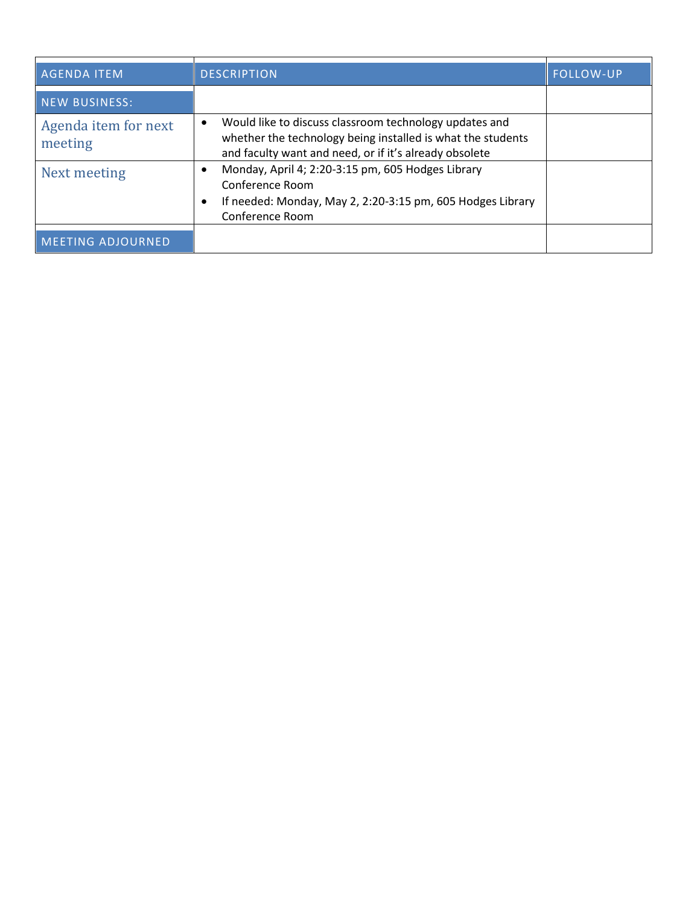| AGENDA ITEM | DESCRIPTION | FOLLOW-UP |
| --- | --- | --- |
| NEW BUSINESS: | | |
| Agenda item for next meeting | • Would like to discuss classroom technology updates and whether the technology being installed is what the students and faculty want and need, or if it's already obsolete | |
| Next meeting | • Monday, April 4; 2:20-3:15 pm, 605 Hodges Library Conference Room<br>• If needed: Monday, May 2, 2:20-3:15 pm, 605 Hodges Library Conference Room | |
| MEETING ADJOURNED | | |